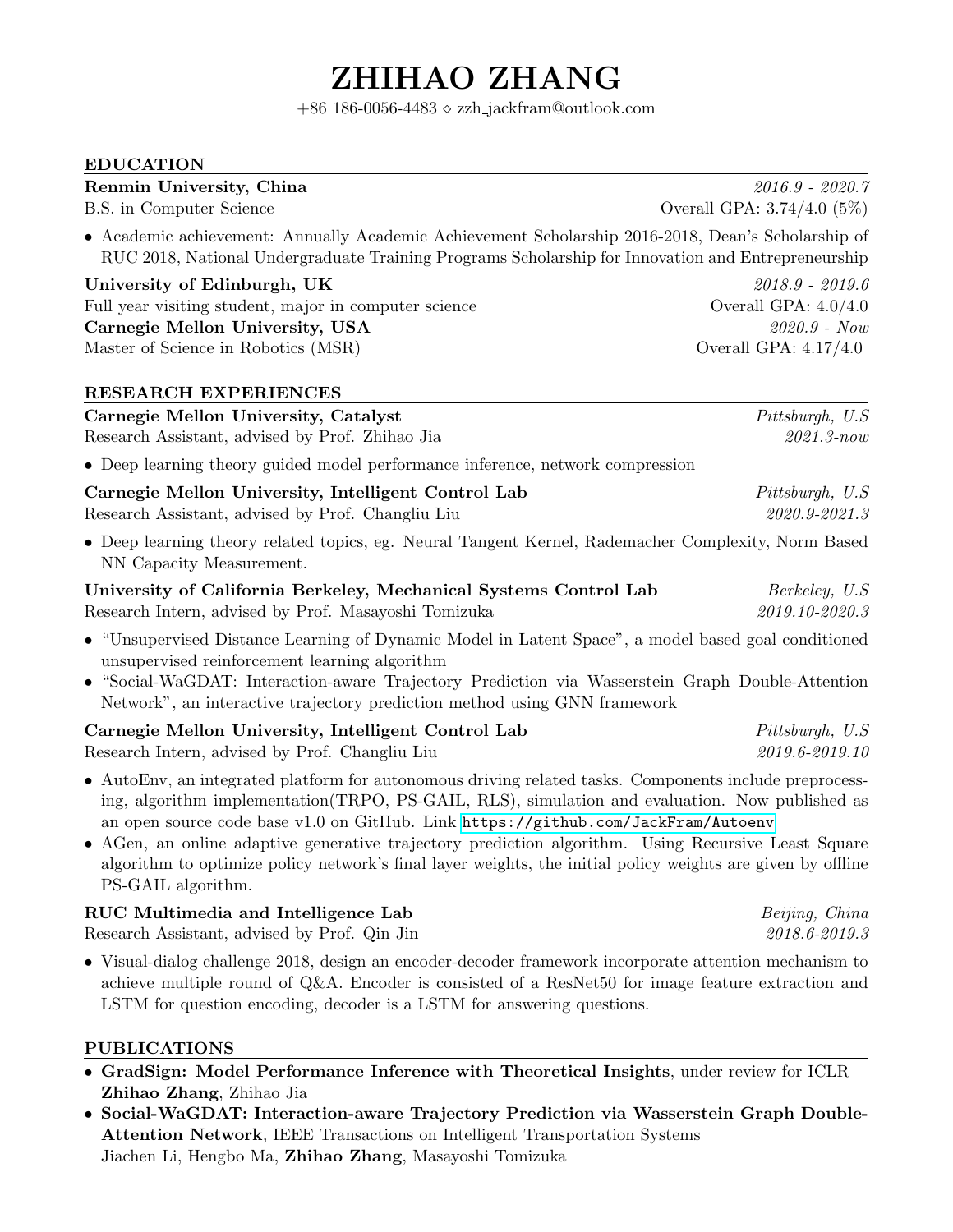# ZHIHAO ZHANG

+86 186-0056-4483 ⋄ zzh_jackfram@outlook.com

## EDUCATION

**Renmin University, China** *2016.9 - 2020.7*
B.S. in Computer Science — Overall GPA: 3.74/4.0 (5%)

- Academic achievement: Annually Academic Achievement Scholarship 2016-2018, Dean's Scholarship of RUC 2018, National Undergraduate Training Programs Scholarship for Innovation and Entrepreneurship

**University of Edinburgh, UK** *2018.9 - 2019.6*
Full year visiting student, major in computer science — Overall GPA: 4.0/4.0

**Carnegie Mellon University, USA** *2020.9 - Now*
Master of Science in Robotics (MSR) — Overall GPA: 4.17/4.0

## RESEARCH EXPERIENCES

**Carnegie Mellon University, Catalyst** *Pittsburgh, U.S*
Research Assistant, advised by Prof. Zhihao Jia *2021.3-now*

- Deep learning theory guided model performance inference, network compression

**Carnegie Mellon University, Intelligent Control Lab** *Pittsburgh, U.S*
Research Assistant, advised by Prof. Changliu Liu *2020.9-2021.3*

- Deep learning theory related topics, eg. Neural Tangent Kernel, Rademacher Complexity, Norm Based NN Capacity Measurement.

**University of California Berkeley, Mechanical Systems Control Lab** *Berkeley, U.S*
Research Intern, advised by Prof. Masayoshi Tomizuka *2019.10-2020.3*

- "Unsupervised Distance Learning of Dynamic Model in Latent Space", a model based goal conditioned unsupervised reinforcement learning algorithm
- "Social-WaGDAT: Interaction-aware Trajectory Prediction via Wasserstein Graph Double-Attention Network", an interactive trajectory prediction method using GNN framework

**Carnegie Mellon University, Intelligent Control Lab** *Pittsburgh, U.S*
Research Intern, advised by Prof. Changliu Liu *2019.6-2019.10*

- AutoEnv, an integrated platform for autonomous driving related tasks. Components include preprocessing, algorithm implementation(TRPO, PS-GAIL, RLS), simulation and evaluation. Now published as an open source code base v1.0 on GitHub. Link `https://github.com/JackFram/Autoenv`
- AGen, an online adaptive generative trajectory prediction algorithm. Using Recursive Least Square algorithm to optimize policy network's final layer weights, the initial policy weights are given by offline PS-GAIL algorithm.

**RUC Multimedia and Intelligence Lab** *Beijing, China*
Research Assistant, advised by Prof. Qin Jin *2018.6-2019.3*

- Visual-dialog challenge 2018, design an encoder-decoder framework incorporate attention mechanism to achieve multiple round of Q&A. Encoder is consisted of a ResNet50 for image feature extraction and LSTM for question encoding, decoder is a LSTM for answering questions.

## PUBLICATIONS

- **GradSign: Model Performance Inference with Theoretical Insights**, under review for ICLR
  **Zhihao Zhang**, Zhihao Jia
- **Social-WaGDAT: Interaction-aware Trajectory Prediction via Wasserstein Graph Double-Attention Network**, IEEE Transactions on Intelligent Transportation Systems
  Jiachen Li, Hengbo Ma, **Zhihao Zhang**, Masayoshi Tomizuka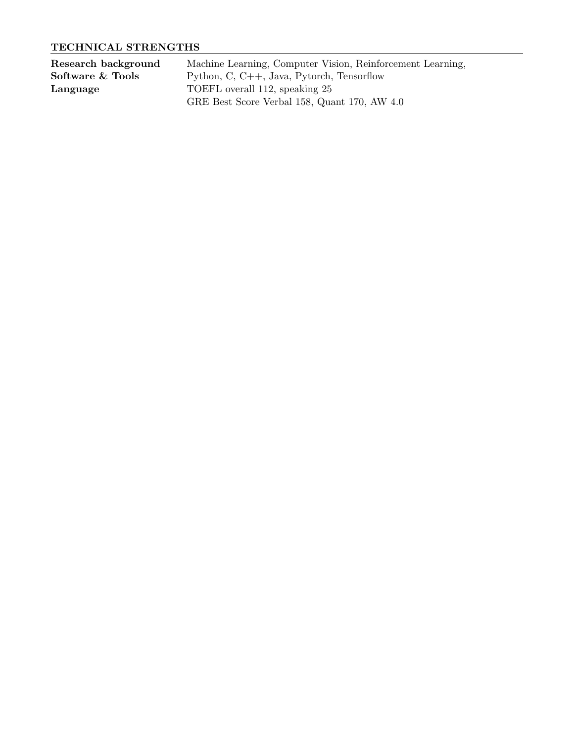## TECHNICAL STRENGTHS

| | |
|---|---|
| **Research background** | Machine Learning, Computer Vision, Reinforcement Learning, |
| **Software & Tools** | Python, C, C++, Java, Pytorch, Tensorflow |
| **Language** | TOEFL overall 112, speaking 25 |
| | GRE Best Score Verbal 158, Quant 170, AW 4.0 |